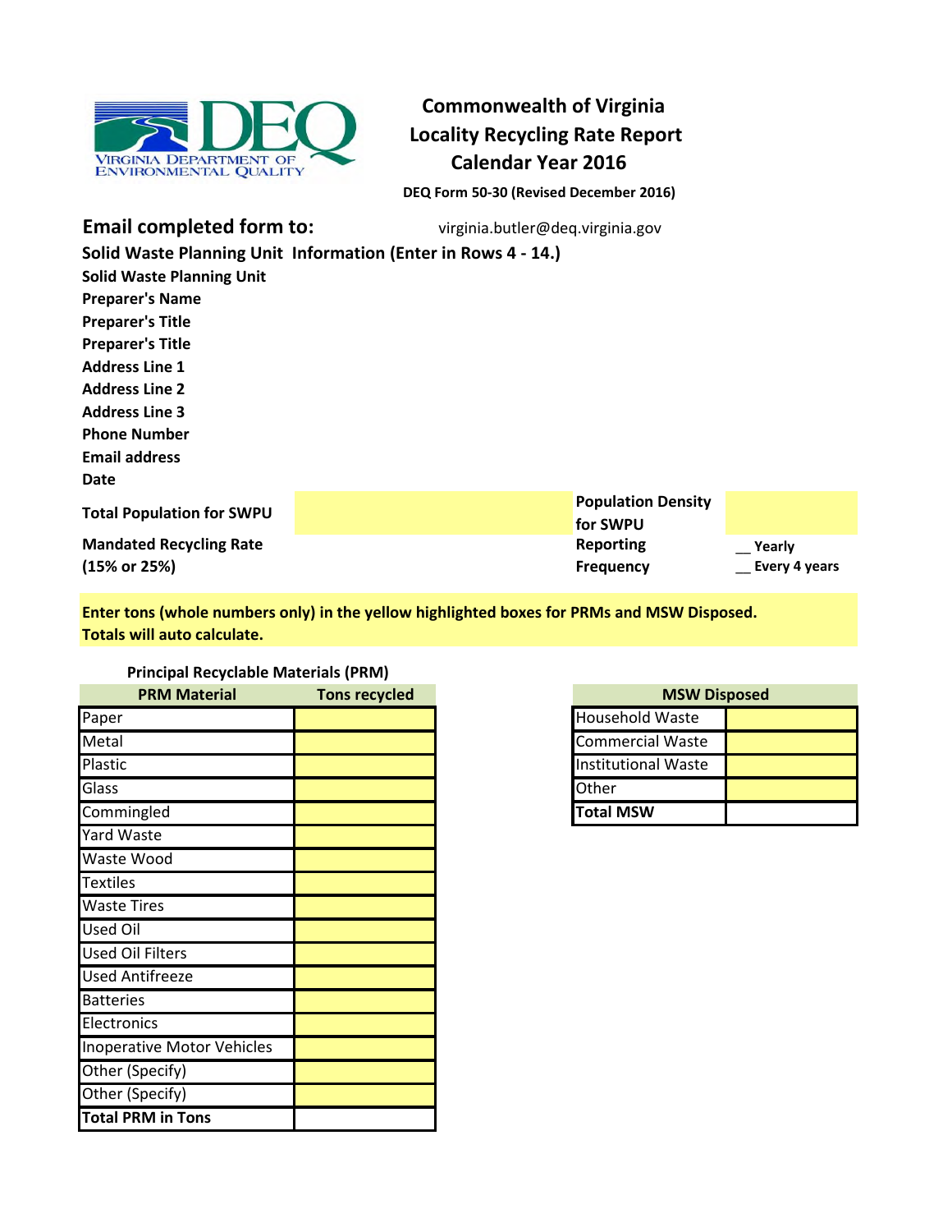VIRGINIA DEPARTMENT OF ENVIRONMENTAL QUALITY

# Commonwealth of Virginia
# Locality Recycling Rate Report
# Calendar Year 2016

**DEQ Form 50-30 (Revised December 2016)**

**Email completed form to:** virginia.butler@deq.virginia.gov

**Solid Waste Planning Unit Information (Enter in Rows 4 - 14.)**

**Solid Waste Planning Unit**

**Preparer's Name**

**Preparer's Title**

**Preparer's Title**

**Address Line 1**

**Address Line 2**

**Address Line 3**

**Phone Number**

**Email address**

**Date**

| **Total Population for SWPU** | | **Population Density for SWPU** | |
|---|---|---|---|
| **Mandated Recycling Rate (15% or 25%)** | | **Reporting Frequency** | __ Yearly<br>__ Every 4 years |

**Enter tons (whole numbers only) in the yellow highlighted boxes for PRMs and MSW Disposed. Totals will auto calculate.**

**Principal Recyclable Materials (PRM)**

| PRM Material | Tons recycled |
|---|---|
| Paper | |
| Metal | |
| Plastic | |
| Glass | |
| Commingled | |
| Yard Waste | |
| Waste Wood | |
| Textiles | |
| Waste Tires | |
| Used Oil | |
| Used Oil Filters | |
| Used Antifreeze | |
| Batteries | |
| Electronics | |
| Inoperative Motor Vehicles | |
| Other (Specify) | |
| Other (Specify) | |
| **Total PRM in Tons** | |

| MSW Disposed | |
|---|---|
| Household Waste | |
| Commercial Waste | |
| Institutional Waste | |
| Other | |
| **Total MSW** | |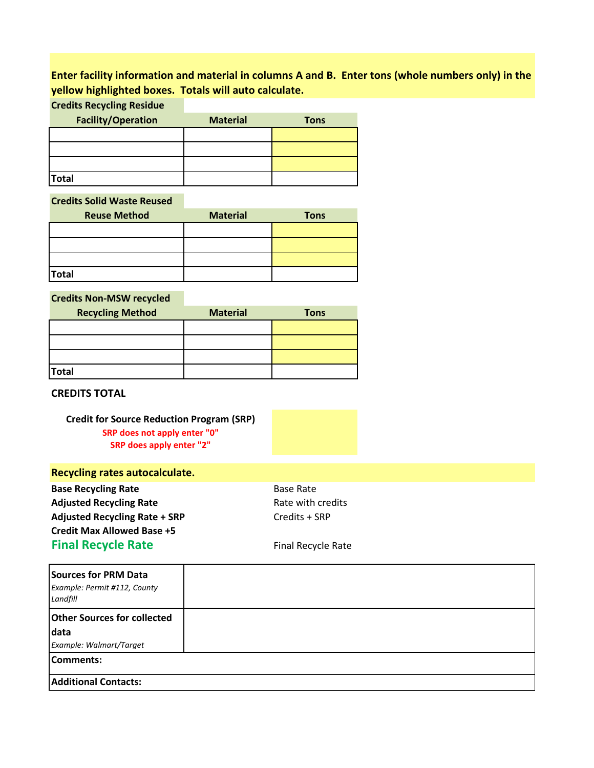**Enter facility information and material in columns A and B. Enter tons (whole numbers only) in the yellow highlighted boxes. Totals will auto calculate.**

**Credits Recycling Residue**

| Facility/Operation | Material | Tons |
|---|---|---|
| | | |
| | | |
| | | |
| **Total** | | |

**Credits Solid Waste Reused**

| Reuse Method | Material | Tons |
|---|---|---|
| | | |
| | | |
| | | |
| **Total** | | |

**Credits Non-MSW recycled**

| Recycling Method | Material | Tons |
|---|---|---|
| | | |
| | | |
| | | |
| **Total** | | |

**CREDITS TOTAL**

**Credit for Source Reduction Program (SRP)**

SRP does not apply enter "0"

SRP does apply enter "2"

**Recycling rates autocalculate.**

| | |
|---|---|
| **Base Recycling Rate** | Base Rate |
| **Adjusted Recycling Rate** | Rate with credits |
| **Adjusted Recycling Rate + SRP** | Credits + SRP |
| **Credit Max Allowed Base +5** | |
| **Final Recycle Rate** | Final Recycle Rate |

| | |
|---|---|
| **Sources for PRM Data** *Example: Permit #112, County Landfill* | |
| **Other Sources for collected data** *Example: Walmart/Target* | |
| **Comments:** | |
| **Additional Contacts:** | |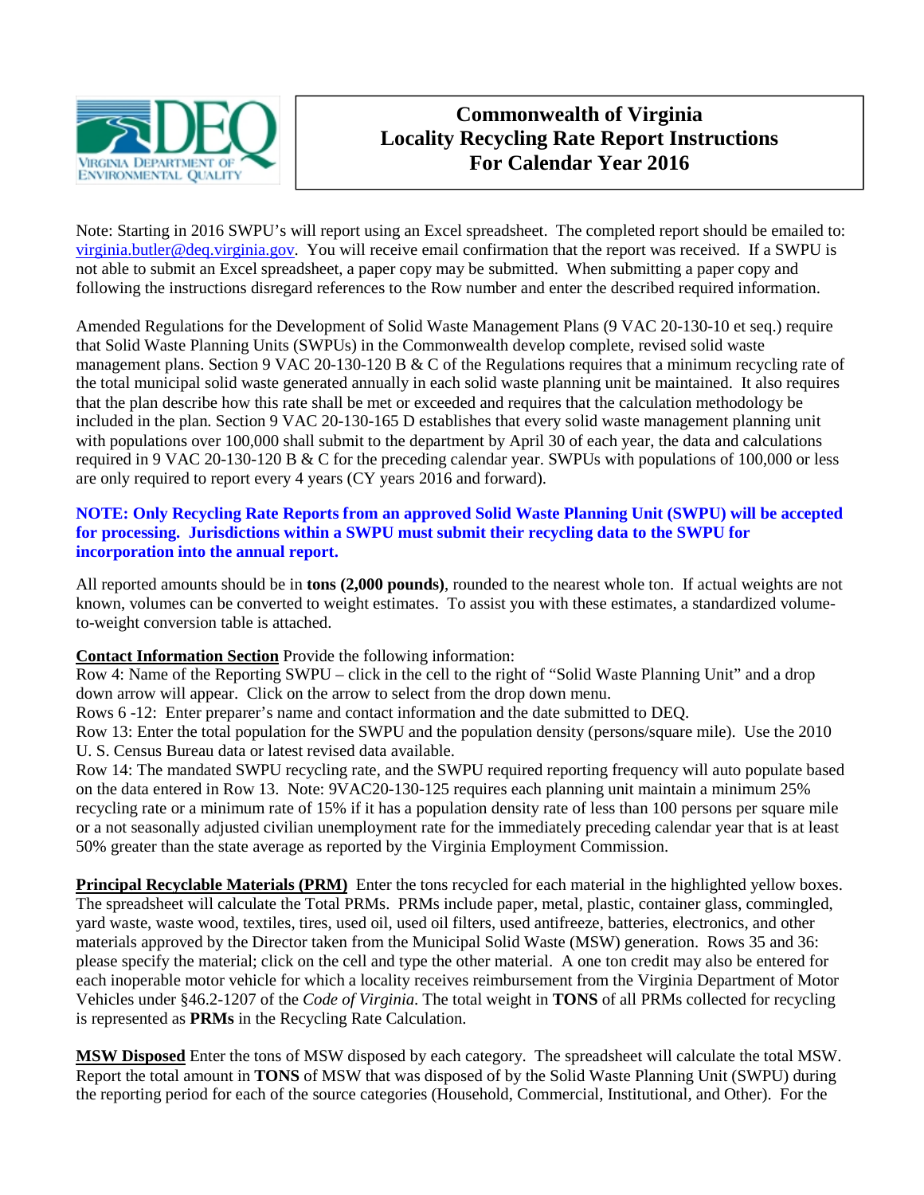# Commonwealth of Virginia
# Locality Recycling Rate Report Instructions
# For Calendar Year 2016

Note: Starting in 2016 SWPU's will report using an Excel spreadsheet. The completed report should be emailed to: virginia.butler@deq.virginia.gov. You will receive email confirmation that the report was received. If a SWPU is not able to submit an Excel spreadsheet, a paper copy may be submitted. When submitting a paper copy and following the instructions disregard references to the Row number and enter the described required information.

Amended Regulations for the Development of Solid Waste Management Plans (9 VAC 20-130-10 et seq.) require that Solid Waste Planning Units (SWPUs) in the Commonwealth develop complete, revised solid waste management plans. Section 9 VAC 20-130-120 B & C of the Regulations requires that a minimum recycling rate of the total municipal solid waste generated annually in each solid waste planning unit be maintained. It also requires that the plan describe how this rate shall be met or exceeded and requires that the calculation methodology be included in the plan. Section 9 VAC 20-130-165 D establishes that every solid waste management planning unit with populations over 100,000 shall submit to the department by April 30 of each year, the data and calculations required in 9 VAC 20-130-120 B & C for the preceding calendar year. SWPUs with populations of 100,000 or less are only required to report every 4 years (CY years 2016 and forward).

**NOTE: Only Recycling Rate Reports from an approved Solid Waste Planning Unit (SWPU) will be accepted for processing. Jurisdictions within a SWPU must submit their recycling data to the SWPU for incorporation into the annual report.**

All reported amounts should be in **tons (2,000 pounds)**, rounded to the nearest whole ton. If actual weights are not known, volumes can be converted to weight estimates. To assist you with these estimates, a standardized volume-to-weight conversion table is attached.

**Contact Information Section** Provide the following information:
Row 4: Name of the Reporting SWPU – click in the cell to the right of "Solid Waste Planning Unit" and a drop down arrow will appear. Click on the arrow to select from the drop down menu.
Rows 6 -12: Enter preparer's name and contact information and the date submitted to DEQ.
Row 13: Enter the total population for the SWPU and the population density (persons/square mile). Use the 2010 U. S. Census Bureau data or latest revised data available.
Row 14: The mandated SWPU recycling rate, and the SWPU required reporting frequency will auto populate based on the data entered in Row 13. Note: 9VAC20-130-125 requires each planning unit maintain a minimum 25% recycling rate or a minimum rate of 15% if it has a population density rate of less than 100 persons per square mile or a not seasonally adjusted civilian unemployment rate for the immediately preceding calendar year that is at least 50% greater than the state average as reported by the Virginia Employment Commission.

**Principal Recyclable Materials (PRM)** Enter the tons recycled for each material in the highlighted yellow boxes. The spreadsheet will calculate the Total PRMs. PRMs include paper, metal, plastic, container glass, commingled, yard waste, waste wood, textiles, tires, used oil, used oil filters, used antifreeze, batteries, electronics, and other materials approved by the Director taken from the Municipal Solid Waste (MSW) generation. Rows 35 and 36: please specify the material; click on the cell and type the other material. A one ton credit may also be entered for each inoperable motor vehicle for which a locality receives reimbursement from the Virginia Department of Motor Vehicles under §46.2-1207 of the *Code of Virginia*. The total weight in **TONS** of all PRMs collected for recycling is represented as **PRMs** in the Recycling Rate Calculation.

**MSW Disposed** Enter the tons of MSW disposed by each category. The spreadsheet will calculate the total MSW. Report the total amount in **TONS** of MSW that was disposed of by the Solid Waste Planning Unit (SWPU) during the reporting period for each of the source categories (Household, Commercial, Institutional, and Other). For the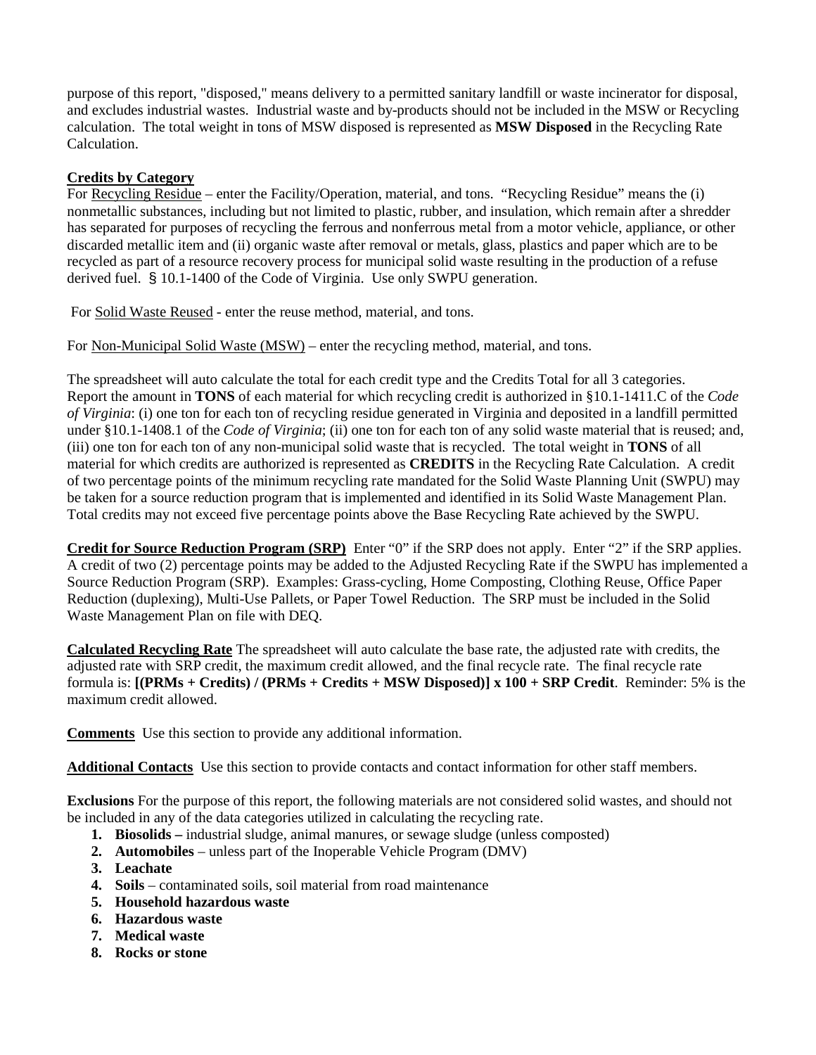purpose of this report, "disposed," means delivery to a permitted sanitary landfill or waste incinerator for disposal, and excludes industrial wastes. Industrial waste and by-products should not be included in the MSW or Recycling calculation. The total weight in tons of MSW disposed is represented as **MSW Disposed** in the Recycling Rate Calculation.

**Credits by Category**

For Recycling Residue – enter the Facility/Operation, material, and tons. "Recycling Residue" means the (i) nonmetallic substances, including but not limited to plastic, rubber, and insulation, which remain after a shredder has separated for purposes of recycling the ferrous and nonferrous metal from a motor vehicle, appliance, or other discarded metallic item and (ii) organic waste after removal or metals, glass, plastics and paper which are to be recycled as part of a resource recovery process for municipal solid waste resulting in the production of a refuse derived fuel. § 10.1-1400 of the Code of Virginia. Use only SWPU generation.

For Solid Waste Reused - enter the reuse method, material, and tons.

For Non-Municipal Solid Waste (MSW) – enter the recycling method, material, and tons.

The spreadsheet will auto calculate the total for each credit type and the Credits Total for all 3 categories. Report the amount in **TONS** of each material for which recycling credit is authorized in §10.1-1411.C of the *Code of Virginia*: (i) one ton for each ton of recycling residue generated in Virginia and deposited in a landfill permitted under §10.1-1408.1 of the *Code of Virginia*; (ii) one ton for each ton of any solid waste material that is reused; and, (iii) one ton for each ton of any non-municipal solid waste that is recycled. The total weight in **TONS** of all material for which credits are authorized is represented as **CREDITS** in the Recycling Rate Calculation. A credit of two percentage points of the minimum recycling rate mandated for the Solid Waste Planning Unit (SWPU) may be taken for a source reduction program that is implemented and identified in its Solid Waste Management Plan. Total credits may not exceed five percentage points above the Base Recycling Rate achieved by the SWPU.

**Credit for Source Reduction Program (SRP)** Enter "0" if the SRP does not apply. Enter "2" if the SRP applies. A credit of two (2) percentage points may be added to the Adjusted Recycling Rate if the SWPU has implemented a Source Reduction Program (SRP). Examples: Grass-cycling, Home Composting, Clothing Reuse, Office Paper Reduction (duplexing), Multi-Use Pallets, or Paper Towel Reduction. The SRP must be included in the Solid Waste Management Plan on file with DEQ.

**Calculated Recycling Rate** The spreadsheet will auto calculate the base rate, the adjusted rate with credits, the adjusted rate with SRP credit, the maximum credit allowed, and the final recycle rate. The final recycle rate formula is: **[(PRMs + Credits) / (PRMs + Credits + MSW Disposed)] x 100 + SRP Credit**. Reminder: 5% is the maximum credit allowed.

**Comments** Use this section to provide any additional information.

**Additional Contacts** Use this section to provide contacts and contact information for other staff members.

**Exclusions** For the purpose of this report, the following materials are not considered solid wastes, and should not be included in any of the data categories utilized in calculating the recycling rate.

1. **Biosolids –** industrial sludge, animal manures, or sewage sludge (unless composted)
2. **Automobiles** – unless part of the Inoperable Vehicle Program (DMV)
3. **Leachate**
4. **Soils** – contaminated soils, soil material from road maintenance
5. **Household hazardous waste**
6. **Hazardous waste**
7. **Medical waste**
8. **Rocks or stone**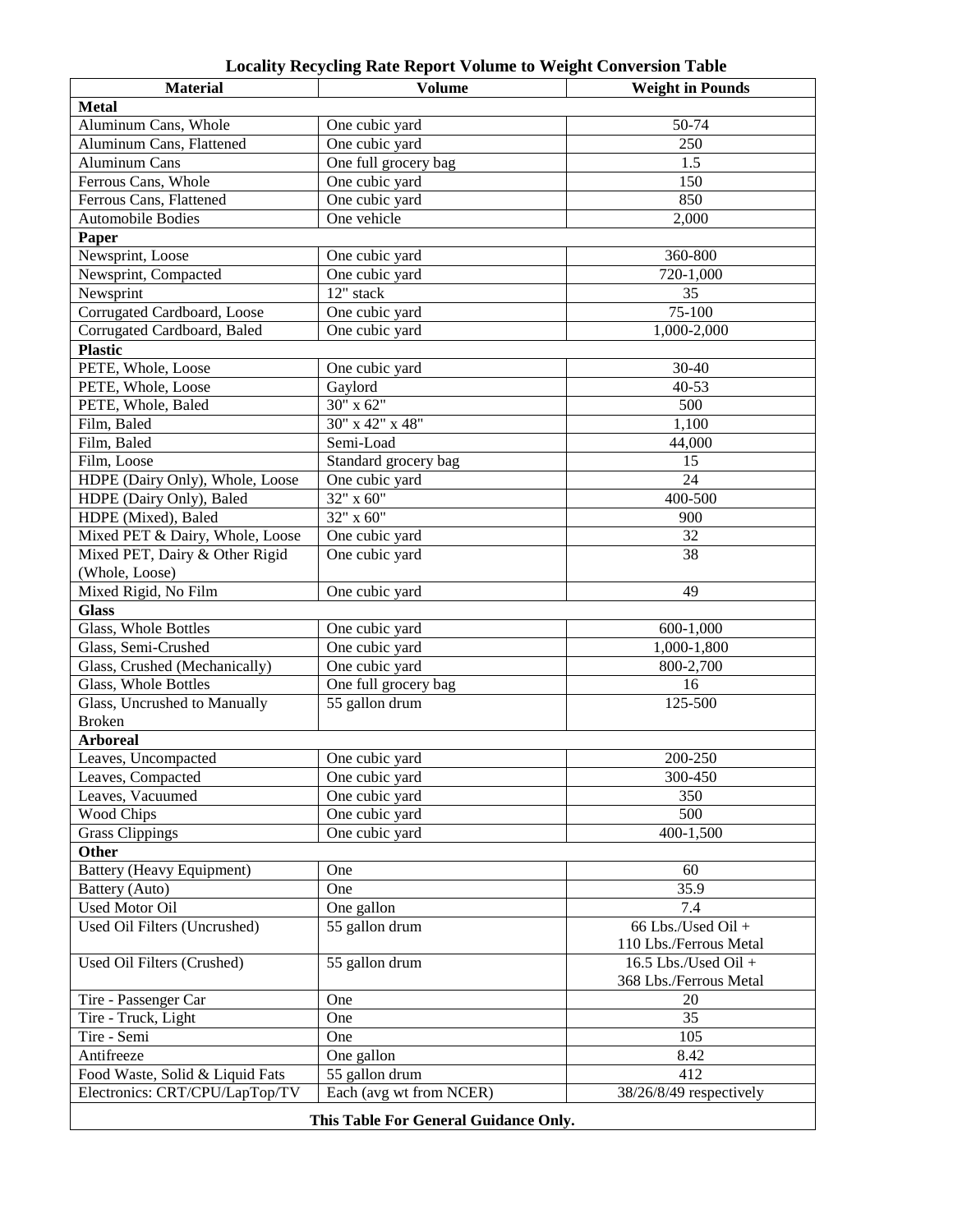## Locality Recycling Rate Report Volume to Weight Conversion Table

| Material | Volume | Weight in Pounds |
|---|---|---|
| **Metal** | | |
| Aluminum Cans, Whole | One cubic yard | 50-74 |
| Aluminum Cans, Flattened | One cubic yard | 250 |
| Aluminum Cans | One full grocery bag | 1.5 |
| Ferrous Cans, Whole | One cubic yard | 150 |
| Ferrous Cans, Flattened | One cubic yard | 850 |
| Automobile Bodies | One vehicle | 2,000 |
| **Paper** | | |
| Newsprint, Loose | One cubic yard | 360-800 |
| Newsprint, Compacted | One cubic yard | 720-1,000 |
| Newsprint | 12" stack | 35 |
| Corrugated Cardboard, Loose | One cubic yard | 75-100 |
| Corrugated Cardboard, Baled | One cubic yard | 1,000-2,000 |
| **Plastic** | | |
| PETE, Whole, Loose | One cubic yard | 30-40 |
| PETE, Whole, Loose | Gaylord | 40-53 |
| PETE, Whole, Baled | 30" x 62" | 500 |
| Film, Baled | 30" x 42" x 48" | 1,100 |
| Film, Baled | Semi-Load | 44,000 |
| Film, Loose | Standard grocery bag | 15 |
| HDPE (Dairy Only), Whole, Loose | One cubic yard | 24 |
| HDPE (Dairy Only), Baled | 32" x 60" | 400-500 |
| HDPE (Mixed), Baled | 32" x 60" | 900 |
| Mixed PET & Dairy, Whole, Loose | One cubic yard | 32 |
| Mixed PET, Dairy & Other Rigid (Whole, Loose) | One cubic yard | 38 |
| Mixed Rigid, No Film | One cubic yard | 49 |
| **Glass** | | |
| Glass, Whole Bottles | One cubic yard | 600-1,000 |
| Glass, Semi-Crushed | One cubic yard | 1,000-1,800 |
| Glass, Crushed (Mechanically) | One cubic yard | 800-2,700 |
| Glass, Whole Bottles | One full grocery bag | 16 |
| Glass, Uncrushed to Manually Broken | 55 gallon drum | 125-500 |
| **Arboreal** | | |
| Leaves, Uncompacted | One cubic yard | 200-250 |
| Leaves, Compacted | One cubic yard | 300-450 |
| Leaves, Vacuumed | One cubic yard | 350 |
| Wood Chips | One cubic yard | 500 |
| Grass Clippings | One cubic yard | 400-1,500 |
| **Other** | | |
| Battery (Heavy Equipment) | One | 60 |
| Battery (Auto) | One | 35.9 |
| Used Motor Oil | One gallon | 7.4 |
| Used Oil Filters (Uncrushed) | 55 gallon drum | 66 Lbs./Used Oil + 110 Lbs./Ferrous Metal |
| Used Oil Filters (Crushed) | 55 gallon drum | 16.5 Lbs./Used Oil + 368 Lbs./Ferrous Metal |
| Tire - Passenger Car | One | 20 |
| Tire - Truck, Light | One | 35 |
| Tire - Semi | One | 105 |
| Antifreeze | One gallon | 8.42 |
| Food Waste, Solid & Liquid Fats | 55 gallon drum | 412 |
| Electronics: CRT/CPU/LapTop/TV | Each (avg wt from NCER) | 38/26/8/49 respectively |

**This Table For General Guidance Only.**